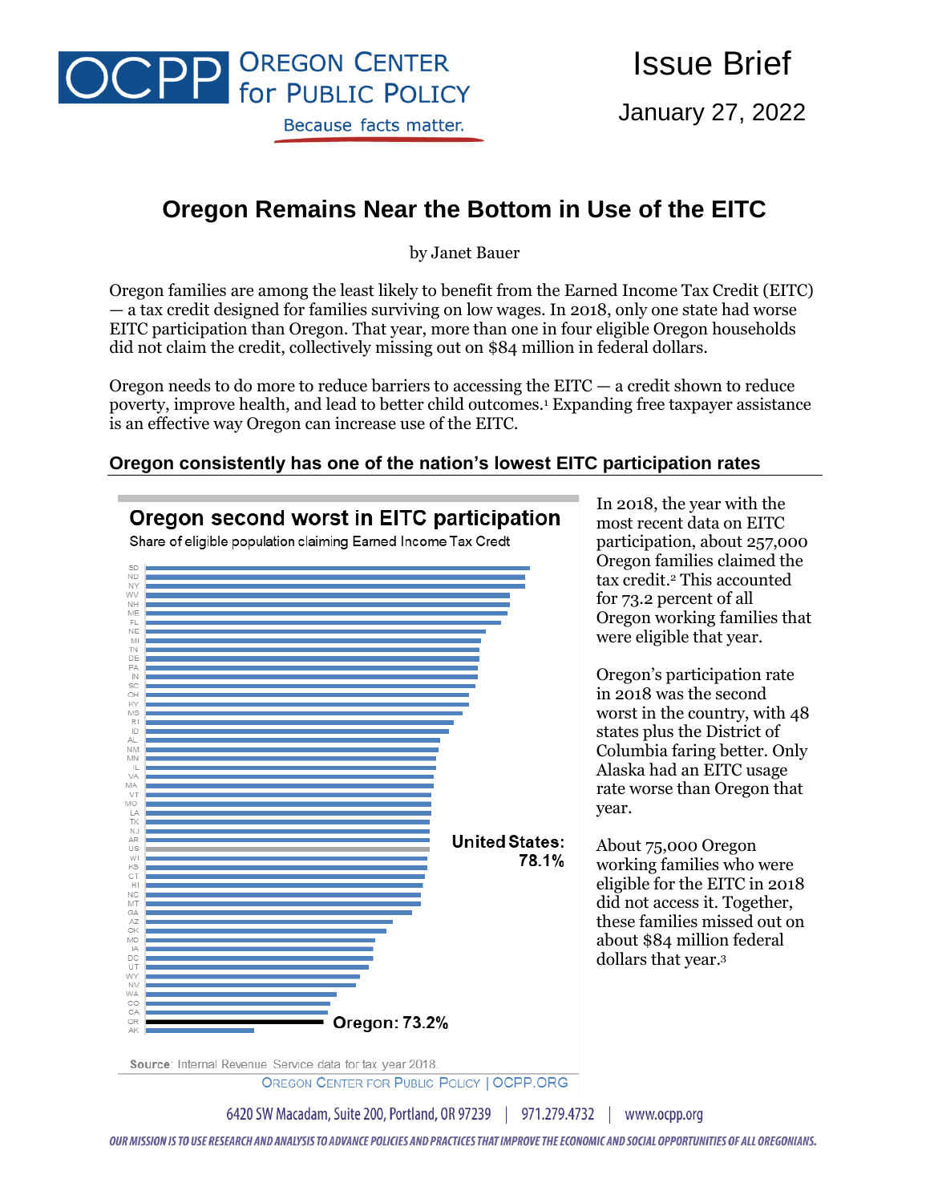OCPP Oregon Center for Public Policy — Because facts matter.

Issue Brief

January 27, 2022

# Oregon Remains Near the Bottom in Use of the EITC

by Janet Bauer

Oregon families are among the least likely to benefit from the Earned Income Tax Credit (EITC) — a tax credit designed for families surviving on low wages. In 2018, only one state had worse EITC participation than Oregon. That year, more than one in four eligible Oregon households did not claim the credit, collectively missing out on $84 million in federal dollars.

Oregon needs to do more to reduce barriers to accessing the EITC — a credit shown to reduce poverty, improve health, and lead to better child outcomes.[1] Expanding free taxpayer assistance is an effective way Oregon can increase use of the EITC.

## Oregon consistently has one of the nation's lowest EITC participation rates

**Oregon second worst in EITC participation**

Share of eligible population claiming Earned Income Tax Credt

SD, ND, NY, WV, NH, ME, FL, NE, MI, TN, DE, PA, IN, SC, OH, KY, MS, RI, ID, AL, NM, MN, IL, VA, MA, VT, MO, LA, TX, NJ, AR, US, WI, KS, CT, HI, NC, MT, GA, AZ, OK, MD, IA, DC, UT, WY, NV, WA, CO, CA, OR, AK

United States: 78.1%

Oregon: 73.2%

Source: Internal Revenue Service data for tax year 2018.

Oregon Center for Public Policy | OCPP.ORG

In 2018, the year with the most recent data on EITC participation, about 257,000 Oregon families claimed the tax credit.[2] This accounted for 73.2 percent of all Oregon working families that were eligible that year.

Oregon's participation rate in 2018 was the second worst in the country, with 48 states plus the District of Columbia faring better. Only Alaska had an EITC usage rate worse than Oregon that year.

About 75,000 Oregon working families who were eligible for the EITC in 2018 did not access it. Together, these families missed out on about $84 million federal dollars that year.[3]

6420 SW Macadam, Suite 200, Portland, OR 97239 | 971.279.4732 | www.ocpp.org

*OUR MISSION IS TO USE RESEARCH AND ANALYSIS TO ADVANCE POLICIES AND PRACTICES THAT IMPROVE THE ECONOMIC AND SOCIAL OPPORTUNITIES OF ALL OREGONIANS.*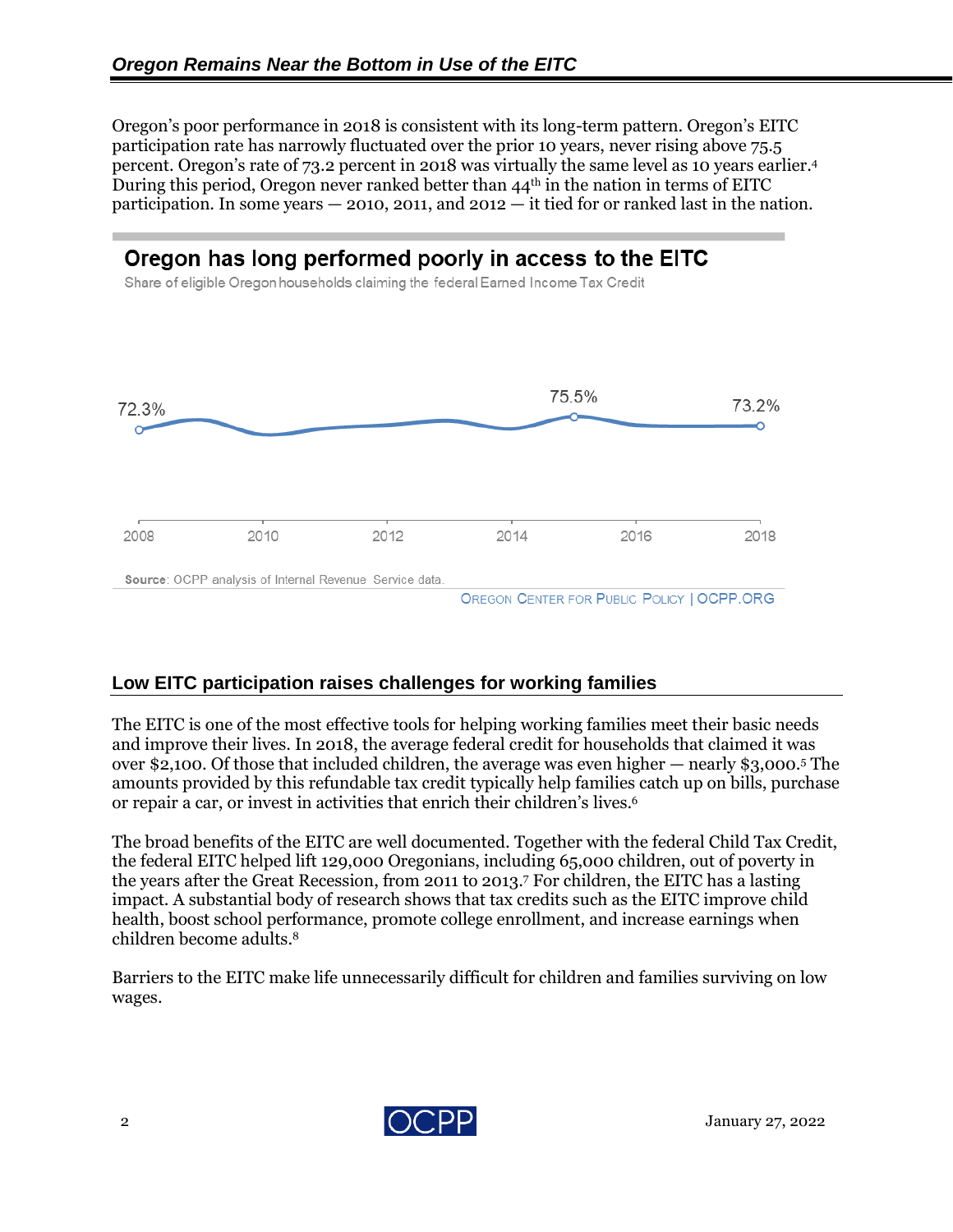Oregon's poor performance in 2018 is consistent with its long-term pattern. Oregon's EITC participation rate has narrowly fluctuated over the prior 10 years, never rising above 75.5 percent. Oregon's rate of 73.2 percent in 2018 was virtually the same level as 10 years earlier.[4] During this period, Oregon never ranked better than 44th in the nation in terms of EITC participation. In some years — 2010, 2011, and 2012 — it tied for or ranked last in the nation.

**Oregon has long performed poorly in access to the EITC**

Share of eligible Oregon households claiming the federal Earned Income Tax Credit

| Year | Share |
| --- | --- |
| 2008 | 72.3% |
| 2015 | 75.5% |
| 2018 | 73.2% |

**Source**: OCPP analysis of Internal Revenue Service data.

OREGON CENTER FOR PUBLIC POLICY | OCPP.ORG

## Low EITC participation raises challenges for working families

The EITC is one of the most effective tools for helping working families meet their basic needs and improve their lives. In 2018, the average federal credit for households that claimed it was over $2,100. Of those that included children, the average was even higher — nearly $3,000.[5] The amounts provided by this refundable tax credit typically help families catch up on bills, purchase or repair a car, or invest in activities that enrich their children's lives.[6]

The broad benefits of the EITC are well documented. Together with the federal Child Tax Credit, the federal EITC helped lift 129,000 Oregonians, including 65,000 children, out of poverty in the years after the Great Recession, from 2011 to 2013.[7] For children, the EITC has a lasting impact. A substantial body of research shows that tax credits such as the EITC improve child health, boost school performance, promote college enrollment, and increase earnings when children become adults.[8]

Barriers to the EITC make life unnecessarily difficult for children and families surviving on low wages.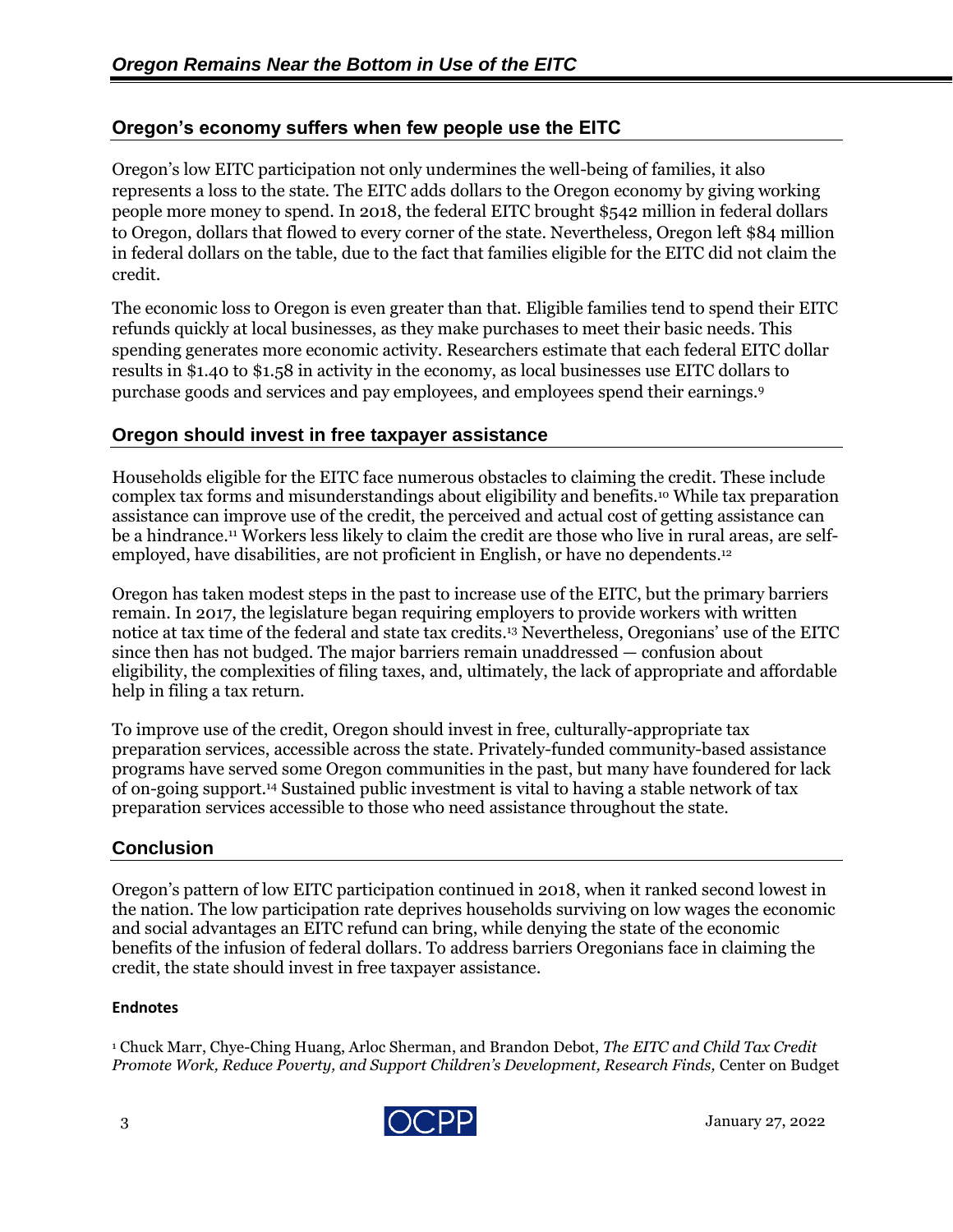## Oregon's economy suffers when few people use the EITC

Oregon's low EITC participation not only undermines the well-being of families, it also represents a loss to the state. The EITC adds dollars to the Oregon economy by giving working people more money to spend. In 2018, the federal EITC brought $542 million in federal dollars to Oregon, dollars that flowed to every corner of the state. Nevertheless, Oregon left $84 million in federal dollars on the table, due to the fact that families eligible for the EITC did not claim the credit.

The economic loss to Oregon is even greater than that. Eligible families tend to spend their EITC refunds quickly at local businesses, as they make purchases to meet their basic needs. This spending generates more economic activity. Researchers estimate that each federal EITC dollar results in $1.40 to $1.58 in activity in the economy, as local businesses use EITC dollars to purchase goods and services and pay employees, and employees spend their earnings.[9]

## Oregon should invest in free taxpayer assistance

Households eligible for the EITC face numerous obstacles to claiming the credit. These include complex tax forms and misunderstandings about eligibility and benefits.[10] While tax preparation assistance can improve use of the credit, the perceived and actual cost of getting assistance can be a hindrance.[11] Workers less likely to claim the credit are those who live in rural areas, are self-employed, have disabilities, are not proficient in English, or have no dependents.[12]

Oregon has taken modest steps in the past to increase use of the EITC, but the primary barriers remain. In 2017, the legislature began requiring employers to provide workers with written notice at tax time of the federal and state tax credits.[13] Nevertheless, Oregonians' use of the EITC since then has not budged. The major barriers remain unaddressed — confusion about eligibility, the complexities of filing taxes, and, ultimately, the lack of appropriate and affordable help in filing a tax return.

To improve use of the credit, Oregon should invest in free, culturally-appropriate tax preparation services, accessible across the state. Privately-funded community-based assistance programs have served some Oregon communities in the past, but many have foundered for lack of on-going support.[14] Sustained public investment is vital to having a stable network of tax preparation services accessible to those who need assistance throughout the state.

## Conclusion

Oregon's pattern of low EITC participation continued in 2018, when it ranked second lowest in the nation. The low participation rate deprives households surviving on low wages the economic and social advantages an EITC refund can bring, while denying the state of the economic benefits of the infusion of federal dollars. To address barriers Oregonians face in claiming the credit, the state should invest in free taxpayer assistance.

#### Endnotes

[1] Chuck Marr, Chye-Ching Huang, Arloc Sherman, and Brandon Debot, *The EITC and Child Tax Credit Promote Work, Reduce Poverty, and Support Children's Development, Research Finds,* Center on Budget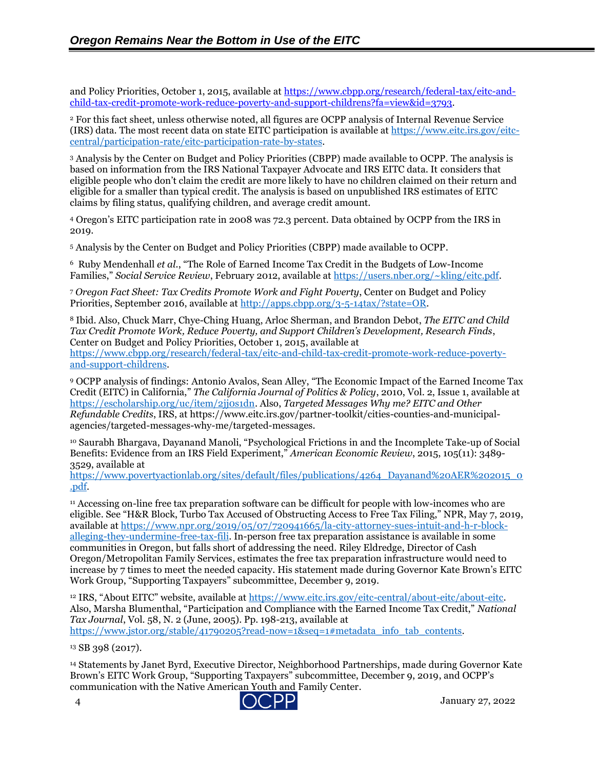and Policy Priorities, October 1, 2015, available at https://www.cbpp.org/research/federal-tax/eitc-and-child-tax-credit-promote-work-reduce-poverty-and-support-childrens?fa=view&id=3793.

[2] For this fact sheet, unless otherwise noted, all figures are OCPP analysis of Internal Revenue Service (IRS) data. The most recent data on state EITC participation is available at https://www.eitc.irs.gov/eitc-central/participation-rate/eitc-participation-rate-by-states.

[3] Analysis by the Center on Budget and Policy Priorities (CBPP) made available to OCPP. The analysis is based on information from the IRS National Taxpayer Advocate and IRS EITC data. It considers that eligible people who don't claim the credit are more likely to have no children claimed on their return and eligible for a smaller than typical credit. The analysis is based on unpublished IRS estimates of EITC claims by filing status, qualifying children, and average credit amount.

[4] Oregon's EITC participation rate in 2008 was 72.3 percent. Data obtained by OCPP from the IRS in 2019.

[5] Analysis by the Center on Budget and Policy Priorities (CBPP) made available to OCPP.

[6] Ruby Mendenhall *et al.*, "The Role of Earned Income Tax Credit in the Budgets of Low-Income Families," *Social Service Review*, February 2012, available at https://users.nber.org/~kling/eitc.pdf.

[7] *Oregon Fact Sheet: Tax Credits Promote Work and Fight Poverty*, Center on Budget and Policy Priorities, September 2016, available at http://apps.cbpp.org/3-5-14tax/?state=OR.

[8] Ibid. Also, Chuck Marr, Chye-Ching Huang, Arloc Sherman, and Brandon Debot, *The EITC and Child Tax Credit Promote Work, Reduce Poverty, and Support Children's Development, Research Finds*, Center on Budget and Policy Priorities, October 1, 2015, available at https://www.cbpp.org/research/federal-tax/eitc-and-child-tax-credit-promote-work-reduce-poverty-and-support-childrens.

[9] OCPP analysis of findings: Antonio Avalos, Sean Alley, "The Economic Impact of the Earned Income Tax Credit (EITC) in California," *The California Journal of Politics & Policy*, 2010, Vol. 2, Issue 1, available at https://escholarship.org/uc/item/2jj0s1dn. Also, *Targeted Messages Why me? EITC and Other Refundable Credits*, IRS, at https://www.eitc.irs.gov/partner-toolkit/cities-counties-and-municipal-agencies/targeted-messages-why-me/targeted-messages.

[10] Saurabh Bhargava, Dayanand Manoli, "Psychological Frictions in and the Incomplete Take-up of Social Benefits: Evidence from an IRS Field Experiment," *American Economic Review*, 2015, 105(11): 3489-3529, available at https://www.povertyactionlab.org/sites/default/files/publications/4264_Dayanand%20AER%202015_0.pdf.

[11] Accessing on-line free tax preparation software can be difficult for people with low-incomes who are eligible. See "H&R Block, Turbo Tax Accused of Obstructing Access to Free Tax Filing," NPR, May 7, 2019, available at https://www.npr.org/2019/05/07/720941665/la-city-attorney-sues-intuit-and-h-r-block-alleging-they-undermine-free-tax-fili. In-person free tax preparation assistance is available in some communities in Oregon, but falls short of addressing the need. Riley Eldredge, Director of Cash Oregon/Metropolitan Family Services, estimates the free tax preparation infrastructure would need to increase by 7 times to meet the needed capacity. His statement made during Governor Kate Brown's EITC Work Group, "Supporting Taxpayers" subcommittee, December 9, 2019.

[12] IRS, "About EITC" website, available at https://www.eitc.irs.gov/eitc-central/about-eitc/about-eitc. Also, Marsha Blumenthal, "Participation and Compliance with the Earned Income Tax Credit," *National Tax Journal*, Vol. 58, N. 2 (June, 2005). Pp. 198-213, available at https://www.jstor.org/stable/41790205?read-now=1&seq=1#metadata_info_tab_contents.

[13] SB 398 (2017).

[14] Statements by Janet Byrd, Executive Director, Neighborhood Partnerships, made during Governor Kate Brown's EITC Work Group, "Supporting Taxpayers" subcommittee, December 9, 2019, and OCPP's communication with the Native American Youth and Family Center.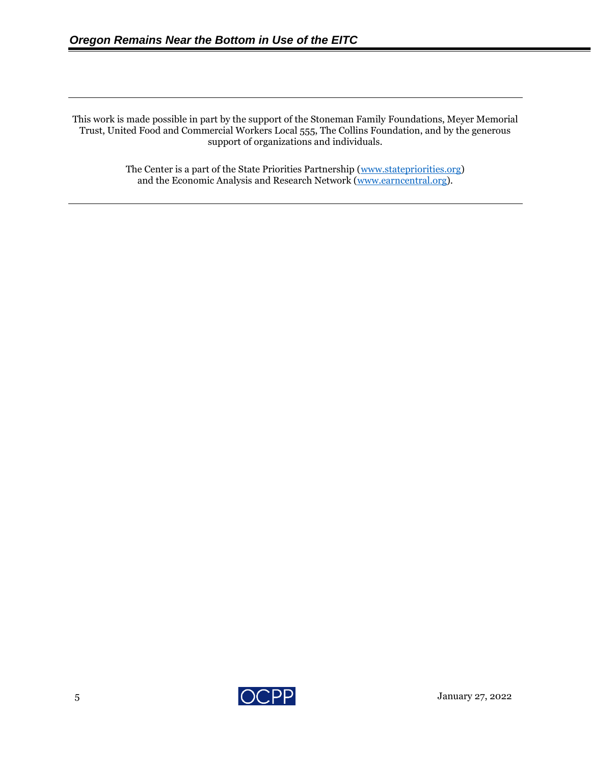---

This work is made possible in part by the support of the Stoneman Family Foundations, Meyer Memorial Trust, United Food and Commercial Workers Local 555, The Collins Foundation, and by the generous support of organizations and individuals.

The Center is a part of the State Priorities Partnership ([www.statepriorities.org](http://www.statepriorities.org)) and the Economic Analysis and Research Network ([www.earncentral.org](http://www.earncentral.org)).

---